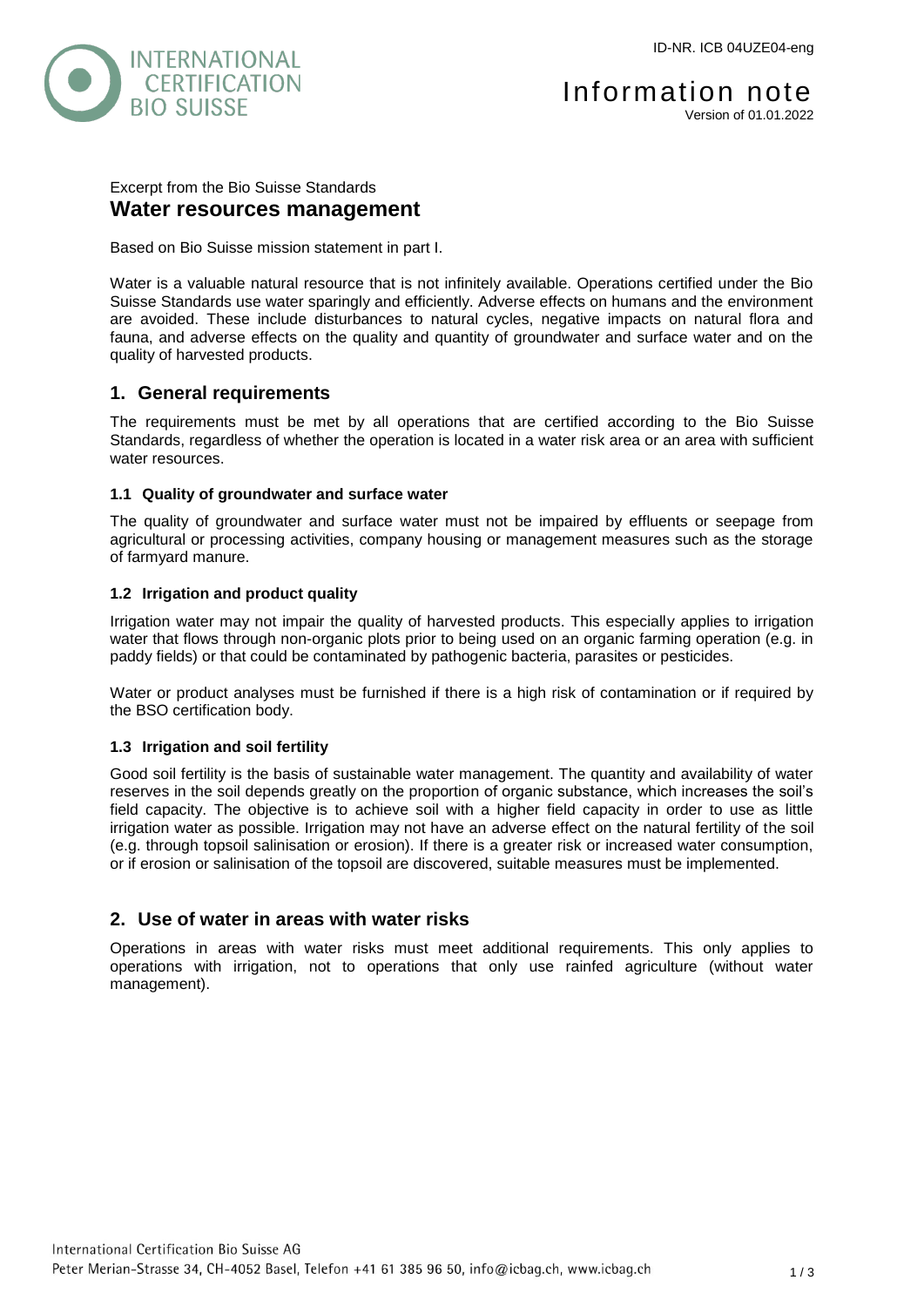ID-NR. ICB 04UZE04-eng

INTERNATIONAL CERTIFICATION BIO SUISSE

Information note
Version of 01.01.2022

Excerpt from the Bio Suisse Standards

# Water resources management

Based on Bio Suisse mission statement in part I.

Water is a valuable natural resource that is not infinitely available. Operations certified under the Bio Suisse Standards use water sparingly and efficiently. Adverse effects on humans and the environment are avoided. These include disturbances to natural cycles, negative impacts on natural flora and fauna, and adverse effects on the quality and quantity of groundwater and surface water and on the quality of harvested products.

## 1. General requirements

The requirements must be met by all operations that are certified according to the Bio Suisse Standards, regardless of whether the operation is located in a water risk area or an area with sufficient water resources.

### 1.1 Quality of groundwater and surface water

The quality of groundwater and surface water must not be impaired by effluents or seepage from agricultural or processing activities, company housing or management measures such as the storage of farmyard manure.

### 1.2 Irrigation and product quality

Irrigation water may not impair the quality of harvested products. This especially applies to irrigation water that flows through non-organic plots prior to being used on an organic farming operation (e.g. in paddy fields) or that could be contaminated by pathogenic bacteria, parasites or pesticides.

Water or product analyses must be furnished if there is a high risk of contamination or if required by the BSO certification body.

### 1.3 Irrigation and soil fertility

Good soil fertility is the basis of sustainable water management. The quantity and availability of water reserves in the soil depends greatly on the proportion of organic substance, which increases the soil's field capacity. The objective is to achieve soil with a higher field capacity in order to use as little irrigation water as possible. Irrigation may not have an adverse effect on the natural fertility of the soil (e.g. through topsoil salinisation or erosion). If there is a greater risk or increased water consumption, or if erosion or salinisation of the topsoil are discovered, suitable measures must be implemented.

## 2. Use of water in areas with water risks

Operations in areas with water risks must meet additional requirements. This only applies to operations with irrigation, not to operations that only use rainfed agriculture (without water management).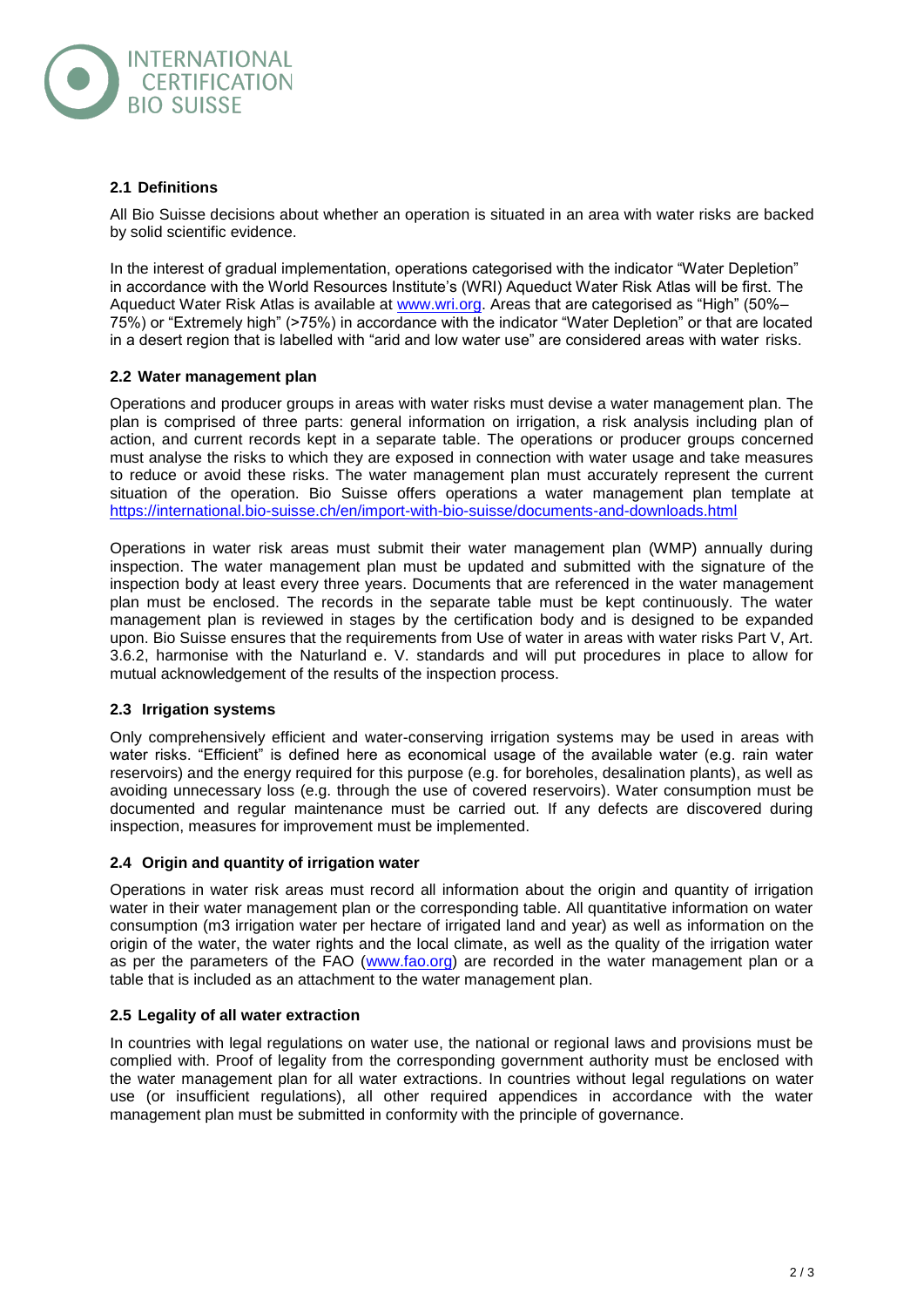## 2.1 Definitions

All Bio Suisse decisions about whether an operation is situated in an area with water risks are backed by solid scientific evidence.

In the interest of gradual implementation, operations categorised with the indicator "Water Depletion" in accordance with the World Resources Institute's (WRI) Aqueduct Water Risk Atlas will be first. The Aqueduct Water Risk Atlas is available at www.wri.org. Areas that are categorised as "High" (50%–75%) or "Extremely high" (>75%) in accordance with the indicator "Water Depletion" or that are located in a desert region that is labelled with "arid and low water use" are considered areas with water risks.

## 2.2 Water management plan

Operations and producer groups in areas with water risks must devise a water management plan. The plan is comprised of three parts: general information on irrigation, a risk analysis including plan of action, and current records kept in a separate table. The operations or producer groups concerned must analyse the risks to which they are exposed in connection with water usage and take measures to reduce or avoid these risks. The water management plan must accurately represent the current situation of the operation. Bio Suisse offers operations a water management plan template at https://international.bio-suisse.ch/en/import-with-bio-suisse/documents-and-downloads.html

Operations in water risk areas must submit their water management plan (WMP) annually during inspection. The water management plan must be updated and submitted with the signature of the inspection body at least every three years. Documents that are referenced in the water management plan must be enclosed. The records in the separate table must be kept continuously. The water management plan is reviewed in stages by the certification body and is designed to be expanded upon. Bio Suisse ensures that the requirements from Use of water in areas with water risks Part V, Art. 3.6.2, harmonise with the Naturland e. V. standards and will put procedures in place to allow for mutual acknowledgement of the results of the inspection process.

## 2.3 Irrigation systems

Only comprehensively efficient and water-conserving irrigation systems may be used in areas with water risks. "Efficient" is defined here as economical usage of the available water (e.g. rain water reservoirs) and the energy required for this purpose (e.g. for boreholes, desalination plants), as well as avoiding unnecessary loss (e.g. through the use of covered reservoirs). Water consumption must be documented and regular maintenance must be carried out. If any defects are discovered during inspection, measures for improvement must be implemented.

## 2.4 Origin and quantity of irrigation water

Operations in water risk areas must record all information about the origin and quantity of irrigation water in their water management plan or the corresponding table. All quantitative information on water consumption (m3 irrigation water per hectare of irrigated land and year) as well as information on the origin of the water, the water rights and the local climate, as well as the quality of the irrigation water as per the parameters of the FAO (www.fao.org) are recorded in the water management plan or a table that is included as an attachment to the water management plan.

## 2.5 Legality of all water extraction

In countries with legal regulations on water use, the national or regional laws and provisions must be complied with. Proof of legality from the corresponding government authority must be enclosed with the water management plan for all water extractions. In countries without legal regulations on water use (or insufficient regulations), all other required appendices in accordance with the water management plan must be submitted in conformity with the principle of governance.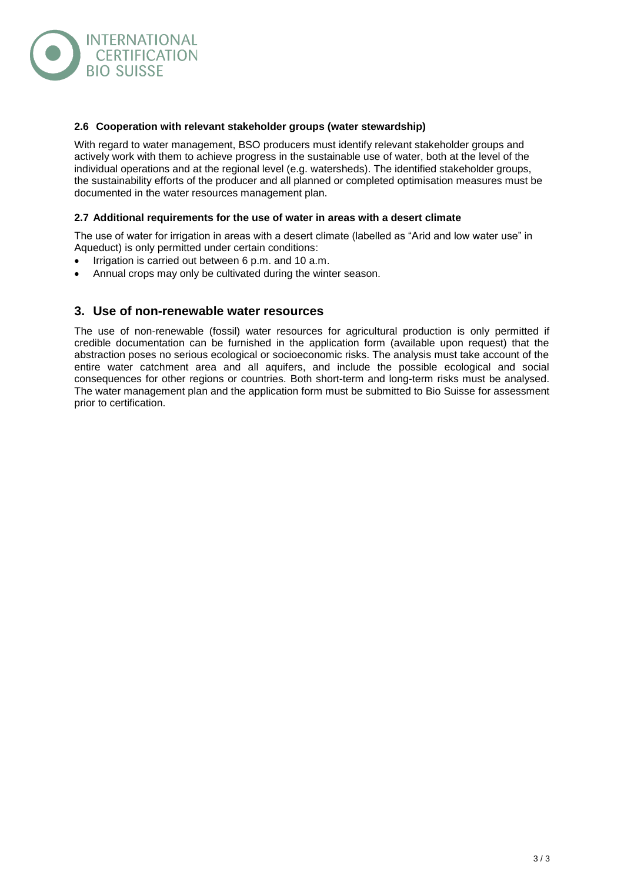### 2.6 Cooperation with relevant stakeholder groups (water stewardship)

With regard to water management, BSO producers must identify relevant stakeholder groups and actively work with them to achieve progress in the sustainable use of water, both at the level of the individual operations and at the regional level (e.g. watersheds). The identified stakeholder groups, the sustainability efforts of the producer and all planned or completed optimisation measures must be documented in the water resources management plan.

### 2.7 Additional requirements for the use of water in areas with a desert climate

The use of water for irrigation in areas with a desert climate (labelled as "Arid and low water use" in Aqueduct) is only permitted under certain conditions:

- Irrigation is carried out between 6 p.m. and 10 a.m.
- Annual crops may only be cultivated during the winter season.

## 3. Use of non-renewable water resources

The use of non-renewable (fossil) water resources for agricultural production is only permitted if credible documentation can be furnished in the application form (available upon request) that the abstraction poses no serious ecological or socioeconomic risks. The analysis must take account of the entire water catchment area and all aquifers, and include the possible ecological and social consequences for other regions or countries. Both short-term and long-term risks must be analysed. The water management plan and the application form must be submitted to Bio Suisse for assessment prior to certification.